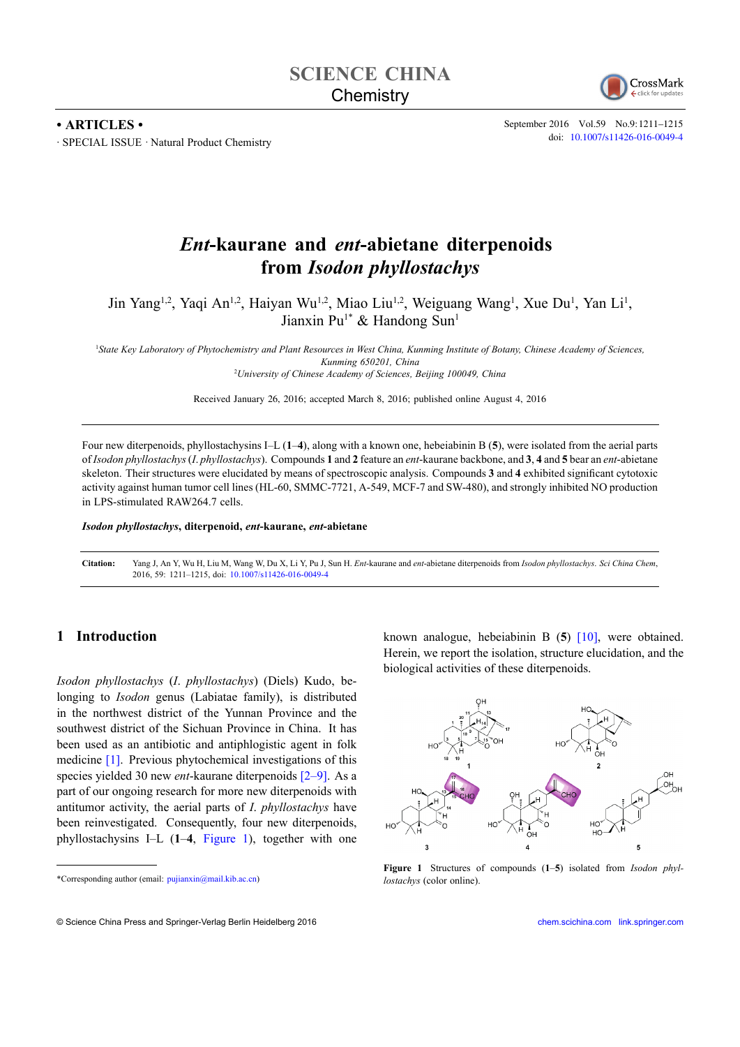**• ARTICLES •**

· SPECIAL ISSUE · Natural Product Chemistry

doi: 10.1007/s11426-016-0049-4

# *Ent*-kaurane and *ent*-abietane diterpenoids from *Isodon phyllostachys*

Jin Yang[1,2], Yaqi An[1,2], Haiyan Wu[1,2], Miao Liu[1,2], Weiguang Wang[1], Xue Du[1], Yan Li[1], Jianxin Pu[1*] & Handong Sun[1]

[1]*State Key Laboratory of Phytochemistry and Plant Resources in West China, Kunming Institute of Botany, Chinese Academy of Sciences, Kunming 650201, China*

[2]*University of Chinese Academy of Sciences, Beijing 100049, China*

Received January 26, 2016; accepted March 8, 2016; published online August 4, 2016

Four new diterpenoids, phyllostachysins I–L (**1**–**4**), along with a known one, hebeiabinin B (**5**), were isolated from the aerial parts of *Isodon phyllostachys* (*I. phyllostachys*). Compounds **1** and **2** feature an *ent*-kaurane backbone, and **3**, **4** and **5** bear an *ent*-abietane skeleton. Their structures were elucidated by means of spectroscopic analysis. Compounds **3** and **4** exhibited significant cytotoxic activity against human tumor cell lines (HL-60, SMMC-7721, A-549, MCF-7 and SW-480), and strongly inhibited NO production in LPS-stimulated RAW264.7 cells.

***Isodon phyllostachys*, diterpenoid, *ent*-kaurane, *ent*-abietane**

**Citation:** Yang J, An Y, Wu H, Liu M, Wang W, Du X, Li Y, Pu J, Sun H. *Ent*-kaurane and *ent*-abietane diterpenoids from *Isodon phyllostachys*. *Sci China Chem*, 2016, 59: 1211–1215, doi: 10.1007/s11426-016-0049-4

## 1 Introduction

*Isodon phyllostachys* (*I. phyllostachys*) (Diels) Kudo, belonging to *Isodon* genus (Labiatae family), is distributed in the northwest district of the Yunnan Province and the southwest district of the Sichuan Province in China. It has been used as an antibiotic and antiphlogistic agent in folk medicine [1]. Previous phytochemical investigations of this species yielded 30 new *ent*-kaurane diterpenoids [2–9]. As a part of our ongoing research for more new diterpenoids with antitumor activity, the aerial parts of *I. phyllostachys* have been reinvestigated. Consequently, four new diterpenoids, phyllostachysins I–L (**1**–**4**, Figure 1), together with one known analogue, hebeiabinin B (**5**) [10], were obtained. Herein, we report the isolation, structure elucidation, and the biological activities of these diterpenoids.

**Figure 1** Structures of compounds (**1**–**5**) isolated from *Isodon phyllostachys* (color online).

*Corresponding author (email: pujianxin@mail.kib.ac.cn)

© Science China Press and Springer-Verlag Berlin Heidelberg 2016

chem.scichina.com link.springer.com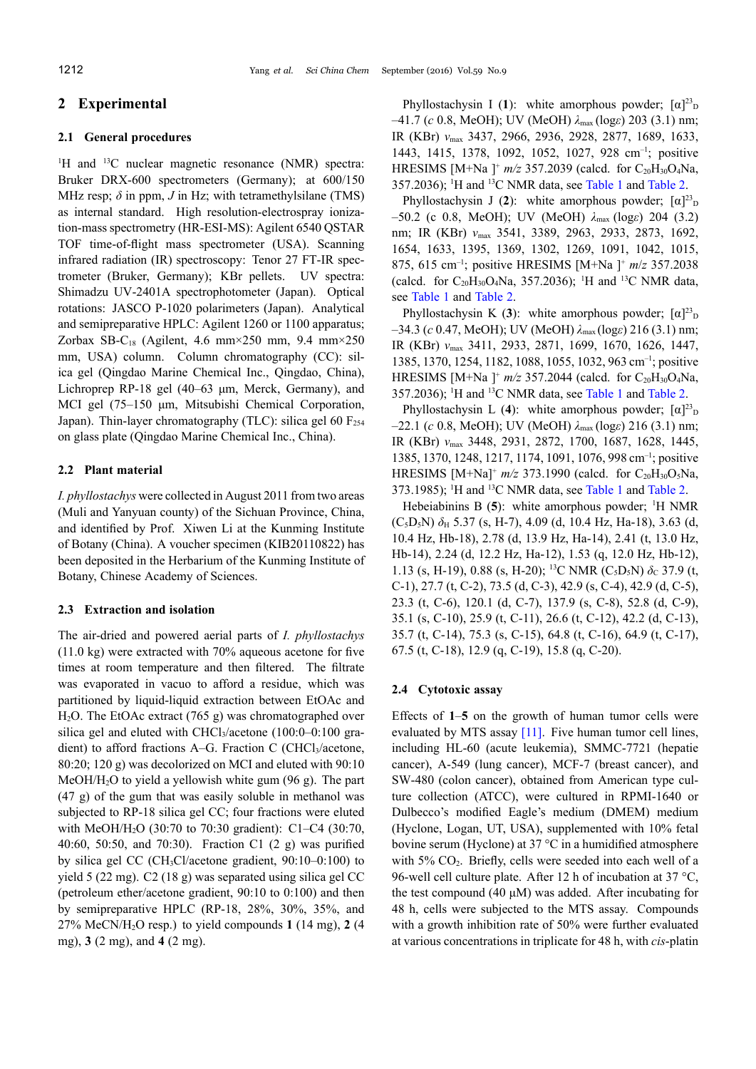## 2 Experimental

### 2.1 General procedures

$^1$H and $^{13}$C nuclear magnetic resonance (NMR) spectra: Bruker DRX-600 spectrometers (Germany); at 600/150 MHz resp; $\delta$ in ppm, $J$ in Hz; with tetramethylsilane (TMS) as internal standard. High resolution-electrospray ionization-mass spectrometry (HR-ESI-MS): Agilent 6540 QSTAR TOF time-of-flight mass spectrometer (USA). Scanning infrared radiation (IR) spectroscopy: Tenor 27 FT-IR spectrometer (Bruker, Germany); KBr pellets. UV spectra: Shimadzu UV-2401A spectrophotometer (Japan). Optical rotations: JASCO P-1020 polarimeters (Japan). Analytical and semipreparative HPLC: Agilent 1260 or 1100 apparatus; Zorbax SB-$C_{18}$ (Agilent, 4.6 mm×250 mm, 9.4 mm×250 mm, USA) column. Column chromatography (CC): silica gel (Qingdao Marine Chemical Inc., Qingdao, China), Lichroprep RP-18 gel (40–63 μm, Merck, Germany), and MCI gel (75–150 μm, Mitsubishi Chemical Corporation, Japan). Thin-layer chromatography (TLC): silica gel 60 $F_{254}$ on glass plate (Qingdao Marine Chemical Inc., China).

### 2.2 Plant material

*I. phyllostachys* were collected in August 2011 from two areas (Muli and Yanyuan county) of the Sichuan Province, China, and identified by Prof. Xiwen Li at the Kunming Institute of Botany (China). A voucher specimen (KIB20110822) has been deposited in the Herbarium of the Kunming Institute of Botany, Chinese Academy of Sciences.

### 2.3 Extraction and isolation

The air-dried and powered aerial parts of *I. phyllostachys* (11.0 kg) were extracted with 70% aqueous acetone for five times at room temperature and then filtered. The filtrate was evaporated in vacuo to afford a residue, which was partitioned by liquid-liquid extraction between EtOAc and $H_2O$. The EtOAc extract (765 g) was chromatographed over silica gel and eluted with $CHCl_3$/acetone (100:0–0:100 gradient) to afford fractions A–G. Fraction C ($CHCl_3$/acetone, 80:20; 120 g) was decolorized on MCI and eluted with 90:10 MeOH/$H_2O$ to yield a yellowish white gum (96 g). The part (47 g) of the gum that was easily soluble in methanol was subjected to RP-18 silica gel CC; four fractions were eluted with MeOH/$H_2O$ (30:70 to 70:30 gradient): C1–C4 (30:70, 40:60, 50:50, and 70:30). Fraction C1 (2 g) was purified by silica gel CC ($CH_3Cl$/acetone gradient, 90:10–0:100) to yield **5** (22 mg). C2 (18 g) was separated using silica gel CC (petroleum ether/acetone gradient, 90:10 to 0:100) and then by semipreparative HPLC (RP-18, 28%, 30%, 35%, and 27% MeCN/$H_2O$ resp.) to yield compounds **1** (14 mg), **2** (4 mg), **3** (2 mg), and **4** (2 mg).

Phyllostachysin I (**1**): white amorphous powder; $[\alpha]^{23}_{D}$ –41.7 (*c* 0.8, MeOH); UV (MeOH) $\lambda_{max}$ (log$\varepsilon$) 203 (3.1) nm; IR (KBr) $\nu_{max}$ 3437, 2966, 2936, 2928, 2877, 1689, 1633, 1443, 1415, 1378, 1092, 1052, 1027, 928 cm$^{-1}$; positive HRESIMS [M+Na ]$^+$ *m/z* 357.2039 (calcd. for $C_{20}H_{30}O_4Na$, 357.2036); $^1$H and $^{13}$C NMR data, see Table 1 and Table 2.

Phyllostachysin J (**2**): white amorphous powder; $[\alpha]^{23}_{D}$ –50.2 (c 0.8, MeOH); UV (MeOH) $\lambda_{max}$ (log$\varepsilon$) 204 (3.2) nm; IR (KBr) $\nu_{max}$ 3541, 3389, 2963, 2933, 2873, 1692, 1654, 1633, 1395, 1369, 1302, 1269, 1091, 1042, 1015, 875, 615 cm$^{-1}$; positive HRESIMS [M+Na ]$^+$ *m/z* 357.2038 (calcd. for $C_{20}H_{30}O_4Na$, 357.2036); $^1$H and $^{13}$C NMR data, see Table 1 and Table 2.

Phyllostachysin K (**3**): white amorphous powder; $[\alpha]^{23}_{D}$ –34.3 (*c* 0.47, MeOH); UV (MeOH) $\lambda_{max}$ (log$\varepsilon$) 216 (3.1) nm; IR (KBr) $\nu_{max}$ 3411, 2933, 2871, 1699, 1670, 1626, 1447, 1385, 1370, 1254, 1182, 1088, 1055, 1032, 963 cm$^{-1}$; positive HRESIMS [M+Na ]$^+$ *m/z* 357.2044 (calcd. for $C_{20}H_{30}O_4Na$, 357.2036); $^1$H and $^{13}$C NMR data, see Table 1 and Table 2.

Phyllostachysin L (**4**): white amorphous powder; $[\alpha]^{23}_{D}$ –22.1 (*c* 0.8, MeOH); UV (MeOH) $\lambda_{max}$ (log$\varepsilon$) 216 (3.1) nm; IR (KBr) $\nu_{max}$ 3448, 2931, 2872, 1700, 1687, 1628, 1445, 1385, 1370, 1248, 1217, 1174, 1091, 1076, 998 cm$^{-1}$; positive HRESIMS [M+Na]$^+$ *m/z* 373.1990 (calcd. for $C_{20}H_{30}O_5Na$, 373.1985); $^1$H and $^{13}$C NMR data, see Table 1 and Table 2.

Hebeiabinins B (**5**): white amorphous powder; $^1$H NMR ($C_5D_5N$) $\delta_H$ 5.37 (s, H-7), 4.09 (d, 10.4 Hz, Ha-18), 3.63 (d, 10.4 Hz, Hb-18), 2.78 (d, 13.9 Hz, Ha-14), 2.41 (t, 13.0 Hz, Hb-14), 2.24 (d, 12.2 Hz, Ha-12), 1.53 (q, 12.0 Hz, Hb-12), 1.13 (s, H-19), 0.88 (s, H-20); $^{13}$C NMR ($C_5D_5N$) $\delta_C$ 37.9 (t, C-1), 27.7 (t, C-2), 73.5 (d, C-3), 42.9 (s, C-4), 42.9 (d, C-5), 23.3 (t, C-6), 120.1 (d, C-7), 137.9 (s, C-8), 52.8 (d, C-9), 35.1 (s, C-10), 25.9 (t, C-11), 26.6 (t, C-12), 42.2 (d, C-13), 35.7 (t, C-14), 75.3 (s, C-15), 64.8 (t, C-16), 64.9 (t, C-17), 67.5 (t, C-18), 12.9 (q, C-19), 15.8 (q, C-20).

### 2.4 Cytotoxic assay

Effects of **1**–**5** on the growth of human tumor cells were evaluated by MTS assay [11]. Five human tumor cell lines, including HL-60 (acute leukemia), SMMC-7721 (hepatic cancer), A-549 (lung cancer), MCF-7 (breast cancer), and SW-480 (colon cancer), obtained from American type culture collection (ATCC), were cultured in RPMI-1640 or Dulbecco's modified Eagle's medium (DMEM) medium (Hyclone, Logan, UT, USA), supplemented with 10% fetal bovine serum (Hyclone) at 37 °C in a humidified atmosphere with 5% $CO_2$. Briefly, cells were seeded into each well of a 96-well cell culture plate. After 12 h of incubation at 37 °C, the test compound (40 μM) was added. After incubating for 48 h, cells were subjected to the MTS assay. Compounds with a growth inhibition rate of 50% were further evaluated at various concentrations in triplicate for 48 h, with *cis*-platin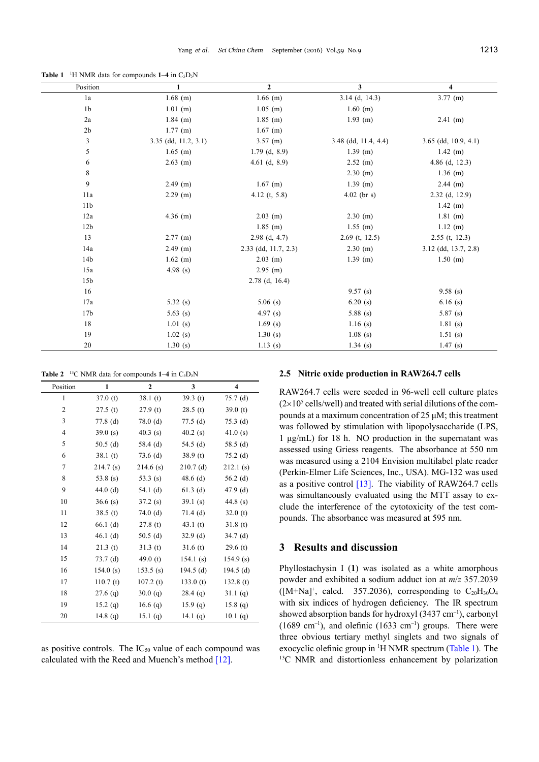**Table 1** $^1$H NMR data for compounds **1**–**4** in $C_5D_5N$

| Position | 1 | 2 | 3 | 4 |
|---|---|---|---|---|
| 1a | 1.68 (m) | 1.66 (m) | 3.14 (d, 14.3) | 3.77 (m) |
| 1b | 1.01 (m) | 1.05 (m) | 1.60 (m) | |
| 2a | 1.84 (m) | 1.85 (m) | 1.93 (m) | 2.41 (m) |
| 2b | 1.77 (m) | 1.67 (m) | | |
| 3 | 3.35 (dd, 11.2, 3.1) | 3.57 (m) | 3.48 (dd, 11.4, 4.4) | 3.65 (dd, 10.9, 4.1) |
| 5 | 1.65 (m) | 1.79 (d, 8.9) | 1.39 (m) | 1.42 (m) |
| 6 | 2.63 (m) | 4.61 (d, 8.9) | 2.52 (m) | 4.86 (d, 12.3) |
| 8 | | | 2.30 (m) | 1.36 (m) |
| 9 | 2.49 (m) | 1.67 (m) | 1.39 (m) | 2.44 (m) |
| 11a | 2.29 (m) | 4.12 (t, 5.8) | 4.02 (br s) | 2.32 (d, 12.9) |
| 11b | | | | 1.42 (m) |
| 12a | 4.36 (m) | 2.03 (m) | 2.30 (m) | 1.81 (m) |
| 12b | | 1.85 (m) | 1.55 (m) | 1.12 (m) |
| 13 | 2.77 (m) | 2.98 (d, 4.7) | 2.69 (t, 12.5) | 2.55 (t, 12.3) |
| 14a | 2.49 (m) | 2.33 (dd, 11.7, 2.3) | 2.30 (m) | 3.12 (dd, 13.7, 2.8) |
| 14b | 1.62 (m) | 2.03 (m) | 1.39 (m) | 1.50 (m) |
| 15a | 4.98 (s) | 2.95 (m) | | |
| 15b | | 2.78 (d, 16.4) | | |
| 16 | | | 9.57 (s) | 9.58 (s) |
| 17a | 5.32 (s) | 5.06 (s) | 6.20 (s) | 6.16 (s) |
| 17b | 5.63 (s) | 4.97 (s) | 5.88 (s) | 5.87 (s) |
| 18 | 1.01 (s) | 1.69 (s) | 1.16 (s) | 1.81 (s) |
| 19 | 1.02 (s) | 1.30 (s) | 1.08 (s) | 1.51 (s) |
| 20 | 1.30 (s) | 1.13 (s) | 1.34 (s) | 1.47 (s) |

**Table 2** $^{13}$C NMR data for compounds **1**–**4** in $C_5D_5N$

| Position | 1 | 2 | 3 | 4 |
|---|---|---|---|---|
| 1 | 37.0 (t) | 38.1 (t) | 39.3 (t) | 75.7 (d) |
| 2 | 27.5 (t) | 27.9 (t) | 28.5 (t) | 39.0 (t) |
| 3 | 77.8 (d) | 78.0 (d) | 77.5 (d) | 75.3 (d) |
| 4 | 39.0 (s) | 40.3 (s) | 40.2 (s) | 41.0 (s) |
| 5 | 50.5 (d) | 58.4 (d) | 54.5 (d) | 58.5 (d) |
| 6 | 38.1 (t) | 73.6 (d) | 38.9 (t) | 75.2 (d) |
| 7 | 214.7 (s) | 214.6 (s) | 210.7 (d) | 212.1 (s) |
| 8 | 53.8 (s) | 53.3 (s) | 48.6 (d) | 56.2 (d) |
| 9 | 44.0 (d) | 54.1 (d) | 61.3 (d) | 47.9 (d) |
| 10 | 36.6 (s) | 37.2 (s) | 39.1 (s) | 44.8 (s) |
| 11 | 38.5 (t) | 74.0 (d) | 71.4 (d) | 32.0 (t) |
| 12 | 66.1 (d) | 27.8 (t) | 43.1 (t) | 31.8 (t) |
| 13 | 46.1 (d) | 50.5 (d) | 32.9 (d) | 34.7 (d) |
| 14 | 21.3 (t) | 31.3 (t) | 31.6 (t) | 29.6 (t) |
| 15 | 73.7 (d) | 49.0 (t) | 154.1 (s) | 154.9 (s) |
| 16 | 154.0 (s) | 153.5 (s) | 194.5 (d) | 194.5 (d) |
| 17 | 110.7 (t) | 107.2 (t) | 133.0 (t) | 132.8 (t) |
| 18 | 27.6 (q) | 30.0 (q) | 28.4 (q) | 31.1 (q) |
| 19 | 15.2 (q) | 16.6 (q) | 15.9 (q) | 15.8 (q) |
| 20 | 14.8 (q) | 15.1 (q) | 14.1 (q) | 10.1 (q) |

as positive controls. The $IC_{50}$ value of each compound was calculated with the Reed and Muench's method [12].

### 2.5 Nitric oxide production in RAW264.7 cells

RAW264.7 cells were seeded in 96-well cell culture plates ($2\times10^5$ cells/well) and treated with serial dilutions of the compounds at a maximum concentration of 25 μM; this treatment was followed by stimulation with lipopolysaccharide (LPS, 1 μg/mL) for 18 h. NO production in the supernatant was assessed using Griess reagents. The absorbance at 550 nm was measured using a 2104 Envision multilabel plate reader (Perkin-Elmer Life Sciences, Inc., USA). MG-132 was used as a positive control [13]. The viability of RAW264.7 cells was simultaneously evaluated using the MTT assay to exclude the interference of the cytotoxicity of the test compounds. The absorbance was measured at 595 nm.

## 3 Results and discussion

Phyllostachysin I (**1**) was isolated as a white amorphous powder and exhibited a sodium adduct ion at *m/z* 357.2039 ($[M+Na]^+$, calcd. 357.2036), corresponding to $C_{20}H_{30}O_4$ with six indices of hydrogen deficiency. The IR spectrum showed absorption bands for hydroxyl (3437 $cm^{-1}$), carbonyl (1689 $cm^{-1}$), and olefinic (1633 $cm^{-1}$) groups. There were three obvious tertiary methyl singlets and two signals of exocyclic olefinic group in $^1$H NMR spectrum (Table 1). The $^{13}$C NMR and distortionless enhancement by polarization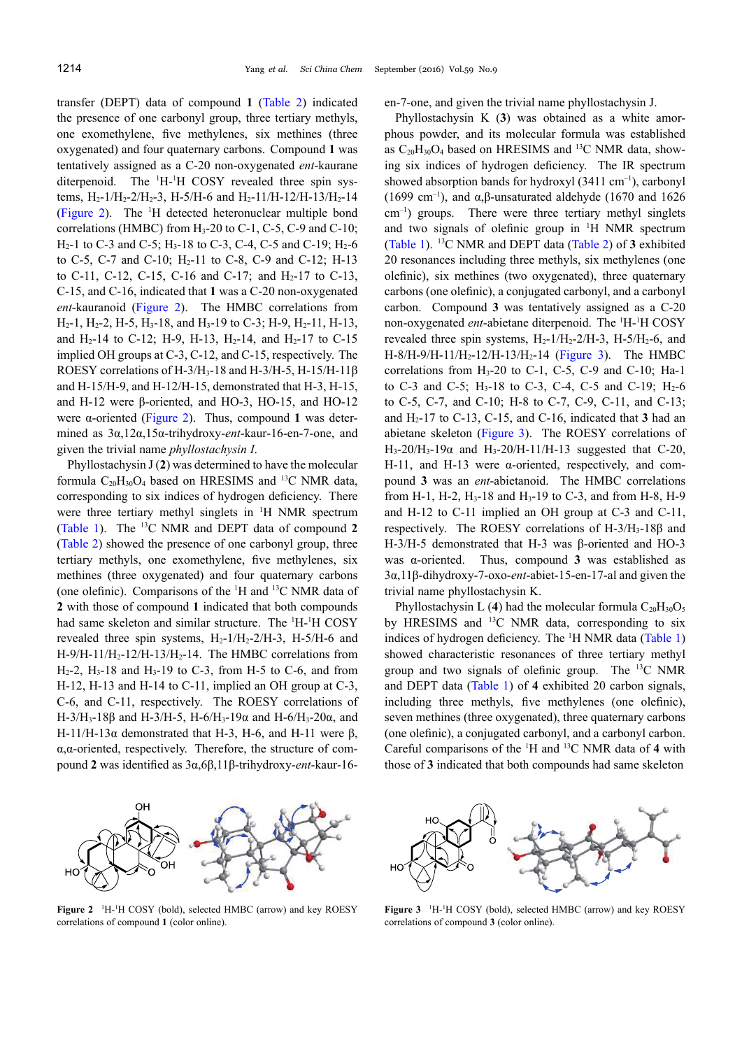transfer (DEPT) data of compound **1** (Table 2) indicated the presence of one carbonyl group, three tertiary methyls, one exomethylene, five methylenes, six methines (three oxygenated) and four quaternary carbons. Compound **1** was tentatively assigned as a C-20 non-oxygenated *ent*-kaurane diterpenoid. The $^1$H-$^1$H COSY revealed three spin systems, H$_2$-1/H$_2$-2/H$_2$-3, H-5/H-6 and H$_2$-11/H-12/H-13/H$_2$-14 (Figure 2). The $^1$H detected heteronuclear multiple bond correlations (HMBC) from H$_3$-20 to C-1, C-5, C-9 and C-10; H$_2$-1 to C-3 and C-5; H$_3$-18 to C-3, C-4, C-5 and C-19; H$_2$-6 to C-5, C-7 and C-10; H$_2$-11 to C-8, C-9 and C-12; H-13 to C-11, C-12, C-15, C-16 and C-17; and H$_2$-17 to C-13, C-15, and C-16, indicated that **1** was a C-20 non-oxygenated *ent*-kauranoid (Figure 2). The HMBC correlations from H$_2$-1, H$_2$-2, H-5, H$_3$-18, and H$_3$-19 to C-3; H-9, H$_2$-11, H-13, and H$_2$-14 to C-12; H-9, H-13, H$_2$-14, and H$_2$-17 to C-15 implied OH groups at C-3, C-12, and C-15, respectively. The ROESY correlations of H-3/H$_3$-18 and H-3/H-5, H-15/H-11β and H-15/H-9, and H-12/H-15, demonstrated that H-3, H-15, and H-12 were β-oriented, and HO-3, HO-15, and HO-12 were α-oriented (Figure 2). Thus, compound **1** was determined as 3α,12α,15α-trihydroxy-*ent*-kaur-16-en-7-one, and given the trivial name *phyllostachysin I*.

Phyllostachysin J (**2**) was determined to have the molecular formula $C_{20}H_{30}O_4$ based on HRESIMS and $^{13}$C NMR data, corresponding to six indices of hydrogen deficiency. There were three tertiary methyl singlets in $^1$H NMR spectrum (Table 1). The $^{13}$C NMR and DEPT data of compound **2** (Table 2) showed the presence of one carbonyl group, three tertiary methyls, one exomethylene, five methylenes, six methines (three oxygenated) and four quaternary carbons (one olefinic). Comparisons of the $^1$H and $^{13}$C NMR data of **2** with those of compound **1** indicated that both compounds had same skeleton and similar structure. The $^1$H-$^1$H COSY revealed three spin systems, H$_2$-1/H$_2$-2/H-3, H-5/H-6 and H-9/H-11/H$_2$-12/H-13/H$_2$-14. The HMBC correlations from H$_2$-2, H$_3$-18 and H$_3$-19 to C-3, from H-5 to C-6, and from H-12, H-13 and H-14 to C-11, implied an OH group at C-3, C-6, and C-11, respectively. The ROESY correlations of H-3/H$_3$-18β and H-3/H-5, H-6/H$_3$-19α and H-6/H$_3$-20α, and H-11/H-13α demonstrated that H-3, H-6, and H-11 were β, α,α-oriented, respectively. Therefore, the structure of compound **2** was identified as 3α,6β,11β-trihydroxy-*ent*-kaur-16-en-7-one, and given the trivial name phyllostachysin J.

Phyllostachysin K (**3**) was obtained as a white amorphous powder, and its molecular formula was established as $C_{20}H_{30}O_4$ based on HRESIMS and $^{13}$C NMR data, showing six indices of hydrogen deficiency. The IR spectrum showed absorption bands for hydroxyl (3411 cm$^{-1}$), carbonyl (1699 cm$^{-1}$), and α,β-unsaturated aldehyde (1670 and 1626 cm$^{-1}$) groups. There were three tertiary methyl singlets and two signals of olefinic group in $^1$H NMR spectrum (Table 1). $^{13}$C NMR and DEPT data (Table 2) of **3** exhibited 20 resonances including three methyls, six methylenes (one olefinic), six methines (two oxygenated), three quaternary carbons (one olefinic), a conjugated carbonyl, and a carbonyl carbon. Compound **3** was tentatively assigned as a C-20 non-oxygenated *ent*-abietane diterpenoid. The $^1$H-$^1$H COSY revealed three spin systems, H$_2$-1/H$_2$-2/H-3, H-5/H$_2$-6, and H-8/H-9/H-11/H$_2$-12/H-13/H$_2$-14 (Figure 3). The HMBC correlations from H$_3$-20 to C-1, C-5, C-9 and C-10; Ha-1 to C-3 and C-5; H$_3$-18 to C-3, C-4, C-5 and C-19; H$_2$-6 to C-5, C-7, and C-10; H-8 to C-7, C-9, C-11, and C-13; and H$_2$-17 to C-13, C-15, and C-16, indicated that **3** had an abietane skeleton (Figure 3). The ROESY correlations of H$_3$-20/H$_3$-19α and H$_3$-20/H-11/H-13 suggested that C-20, H-11, and H-13 were α-oriented, respectively, and compound **3** was an *ent*-abietanoid. The HMBC correlations from H-1, H-2, H$_3$-18 and H$_3$-19 to C-3, and from H-8, H-9 and H-12 to C-11, implied an OH group at C-3 and C-11, respectively. The ROESY correlations of H-3/H$_3$-18β and H-3/H-5 demonstrated that H-3 was β-oriented and HO-3 was α-oriented. Thus, compound **3** was established as 3α,11β-dihydroxy-7-oxo-*ent*-abiet-15-en-17-al and given the trivial name phyllostachysin K.

Phyllostachysin L (**4**) had the molecular formula $C_{20}H_{30}O_5$ by HRESIMS and $^{13}$C NMR data, corresponding to six indices of hydrogen deficiency. The $^1$H NMR data (Table 1) showed characteristic resonances of three tertiary methyl group and two signals of olefinic group. The $^{13}$C NMR and DEPT data (Table 1) of **4** exhibited 20 carbon signals, including three methyls, five methylenes (one olefinic), seven methines (three oxygenated), three quaternary carbons (one olefinic), a conjugated carbonyl, and a carbonyl carbon. Careful comparisons of the $^1$H and $^{13}$C NMR data of **4** with those of **3** indicated that both compounds had same skeleton

**Figure 2** $^1$H-$^1$H COSY (bold), selected HMBC (arrow) and key ROESY correlations of compound **1** (color online).

**Figure 3** $^1$H-$^1$H COSY (bold), selected HMBC (arrow) and key ROESY correlations of compound **3** (color online).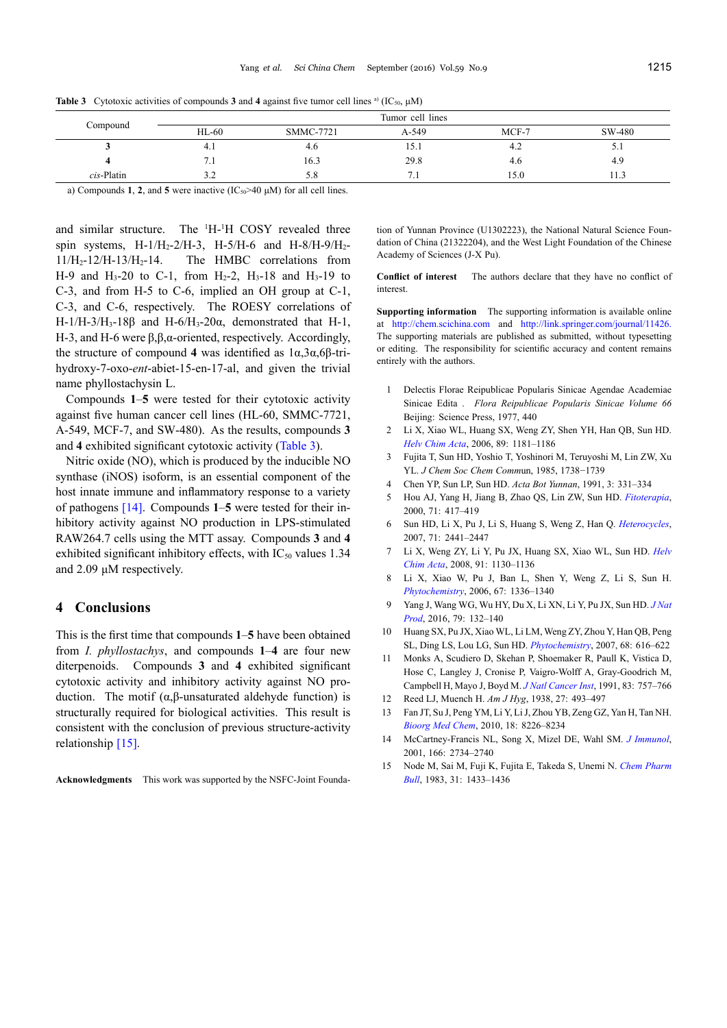**Table 3** Cytotoxic activities of compounds **3** and **4** against five tumor cell lines [a] ($IC_{50}$, μM)

| Compound | Tumor cell lines | | | | |
|---|---|---|---|---|---|
| | HL-60 | SMMC-7721 | A-549 | MCF-7 | SW-480 |
| **3** | 4.1 | 4.6 | 15.1 | 4.2 | 5.1 |
| **4** | 7.1 | 16.3 | 29.8 | 4.6 | 4.9 |
| *cis*-Platin | 3.2 | 5.8 | 7.1 | 15.0 | 11.3 |

a) Compounds **1**, **2**, and **5** were inactive ($IC_{50}$>40 μM) for all cell lines.

and similar structure. The $^{1}H$-$^{1}H$ COSY revealed three spin systems, H-1/$H_2$-2/H-3, H-5/H-6 and H-8/H-9/$H_2$-11/$H_2$-12/H-13/$H_2$-14. The HMBC correlations from H-9 and $H_3$-20 to C-1, from $H_2$-2, $H_3$-18 and $H_3$-19 to C-3, and from H-5 to C-6, implied an OH group at C-1, C-3, and C-6, respectively. The ROESY correlations of H-1/H-3/$H_3$-18β and H-6/$H_3$-20α, demonstrated that H-1, H-3, and H-6 were β,β,α-oriented, respectively. Accordingly, the structure of compound **4** was identified as 1α,3α,6β-trihydroxy-7-oxo-*ent*-abiet-15-en-17-al, and given the trivial name phyllostachysin L.

Compounds **1**–**5** were tested for their cytotoxic activity against five human cancer cell lines (HL-60, SMMC-7721, A-549, MCF-7, and SW-480). As the results, compounds **3** and **4** exhibited significant cytotoxic activity (Table 3).

Nitric oxide (NO), which is produced by the inducible NO synthase (iNOS) isoform, is an essential component of the host innate immune and inflammatory response to a variety of pathogens [14]. Compounds **1**–**5** were tested for their inhibitory activity against NO production in LPS-stimulated RAW264.7 cells using the MTT assay. Compounds **3** and **4** exhibited significant inhibitory effects, with $IC_{50}$ values 1.34 and 2.09 μM respectively.

## 4 Conclusions

This is the first time that compounds **1**–**5** have been obtained from *I. phyllostachys*, and compounds **1**–**4** are four new diterpenoids. Compounds **3** and **4** exhibited significant cytotoxic activity and inhibitory activity against NO production. The motif (α,β-unsaturated aldehyde function) is structurally required for biological activities. This result is consistent with the conclusion of previous structure-activity relationship [15].

**Acknowledgments** This work was supported by the NSFC-Joint Foundation of Yunnan Province (U1302223), the National Natural Science Foundation of China (21322204), and the West Light Foundation of the Chinese Academy of Sciences (J-X Pu).

**Conflict of interest** The authors declare that they have no conflict of interest.

**Supporting information** The supporting information is available online at http://chem.scichina.com and http://link.springer.com/journal/11426. The supporting materials are published as submitted, without typesetting or editing. The responsibility for scientific accuracy and content remains entirely with the authors.

1. Delectis Florae Reipublicae Popularis Sinicae Agendae Academiae Sinicae Edita . *Flora Reipublicae Popularis Sinicae Volume 66* Beijing: Science Press, 1977, 440
2. Li X, Xiao WL, Huang SX, Weng ZY, Shen YH, Han QB, Sun HD. *Helv Chim Acta*, 2006, 89: 1181–1186
3. Fujita T, Sun HD, Yoshio T, Yoshinori M, Teruyoshi M, Lin ZW, Xu YL. *J Chem Soc Chem Comm*un, 1985, 1738−1739
4. Chen YP, Sun LP, Sun HD. *Acta Bot Yunnan*, 1991, 3: 331–334
5. Hou AJ, Yang H, Jiang B, Zhao QS, Lin ZW, Sun HD. *Fitoterapia*, 2000, 71: 417–419
6. Sun HD, Li X, Pu J, Li S, Huang S, Weng Z, Han Q. *Heterocycles*, 2007, 71: 2441–2447
7. Li X, Weng ZY, Li Y, Pu JX, Huang SX, Xiao WL, Sun HD. *Helv Chim Acta*, 2008, 91: 1130–1136
8. Li X, Xiao W, Pu J, Ban L, Shen Y, Weng Z, Li S, Sun H. *Phytochemistry*, 2006, 67: 1336–1340
9. Yang J, Wang WG, Wu HY, Du X, Li XN, Li Y, Pu JX, Sun HD. *J Nat Prod*, 2016, 79: 132–140
10. Huang SX, Pu JX, Xiao WL, Li LM, Weng ZY, Zhou Y, Han QB, Peng SL, Ding LS, Lou LG, Sun HD. *Phytochemistry*, 2007, 68: 616–622
11. Monks A, Scudiero D, Skehan P, Shoemaker R, Paull K, Vistica D, Hose C, Langley J, Cronise P, Vaigro-Wolff A, Gray-Goodrich M, Campbell H, Mayo J, Boyd M. *J Natl Cancer Inst*, 1991, 83: 757–766
12. Reed LJ, Muench H. *Am J Hyg*, 1938, 27: 493–497
13. Fan JT, Su J, Peng YM, Li Y, Li J, Zhou YB, Zeng GZ, Yan H, Tan NH. *Bioorg Med Chem*, 2010, 18: 8226–8234
14. McCartney-Francis NL, Song X, Mizel DE, Wahl SM. *J Immunol*, 2001, 166: 2734–2740
15. Node M, Sai M, Fuji K, Fujita E, Takeda S, Unemi N. *Chem Pharm Bull*, 1983, 31: 1433–1436